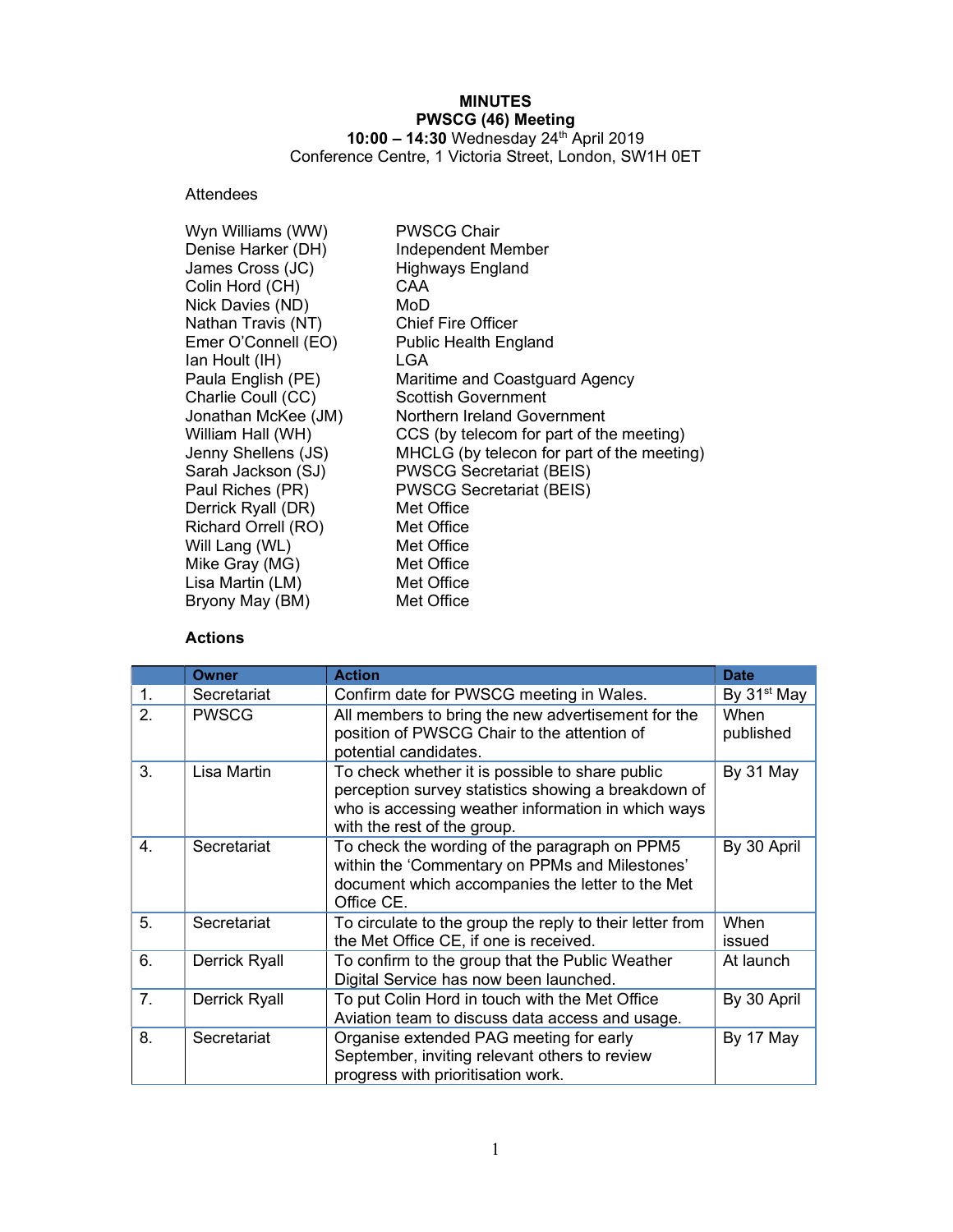# MINUTES

## PWSCG (46) Meeting

**10:00 – 14:30** Wednesday 24th April 2019

Conference Centre, 1 Victoria Street, London, SW1H 0ET

Attendees

| | |
|---|---|
| Wyn Williams (WW) | PWSCG Chair |
| Denise Harker (DH) | Independent Member |
| James Cross (JC) | Highways England |
| Colin Hord (CH) | CAA |
| Nick Davies (ND) | MoD |
| Nathan Travis (NT) | Chief Fire Officer |
| Emer O'Connell (EO) | Public Health England |
| Ian Hoult (IH) | LGA |
| Paula English (PE) | Maritime and Coastguard Agency |
| Charlie Coull (CC) | Scottish Government |
| Jonathan McKee (JM) | Northern Ireland Government |
| William Hall (WH) | CCS (by telecom for part of the meeting) |
| Jenny Shellens (JS) | MHCLG (by telecon for part of the meeting) |
| Sarah Jackson (SJ) | PWSCG Secretariat (BEIS) |
| Paul Riches (PR) | PWSCG Secretariat (BEIS) |
| Derrick Ryall (DR) | Met Office |
| Richard Orrell (RO) | Met Office |
| Will Lang (WL) | Met Office |
| Mike Gray (MG) | Met Office |
| Lisa Martin (LM) | Met Office |
| Bryony May (BM) | Met Office |

### Actions

| | Owner | Action | Date |
|---|---|---|---|
| 1. | Secretariat | Confirm date for PWSCG meeting in Wales. | By 31st May |
| 2. | PWSCG | All members to bring the new advertisement for the position of PWSCG Chair to the attention of potential candidates. | When published |
| 3. | Lisa Martin | To check whether it is possible to share public perception survey statistics showing a breakdown of who is accessing weather information in which ways with the rest of the group. | By 31 May |
| 4. | Secretariat | To check the wording of the paragraph on PPM5 within the 'Commentary on PPMs and Milestones' document which accompanies the letter to the Met Office CE. | By 30 April |
| 5. | Secretariat | To circulate to the group the reply to their letter from the Met Office CE, if one is received. | When issued |
| 6. | Derrick Ryall | To confirm to the group that the Public Weather Digital Service has now been launched. | At launch |
| 7. | Derrick Ryall | To put Colin Hord in touch with the Met Office Aviation team to discuss data access and usage. | By 30 April |
| 8. | Secretariat | Organise extended PAG meeting for early September, inviting relevant others to review progress with prioritisation work. | By 17 May |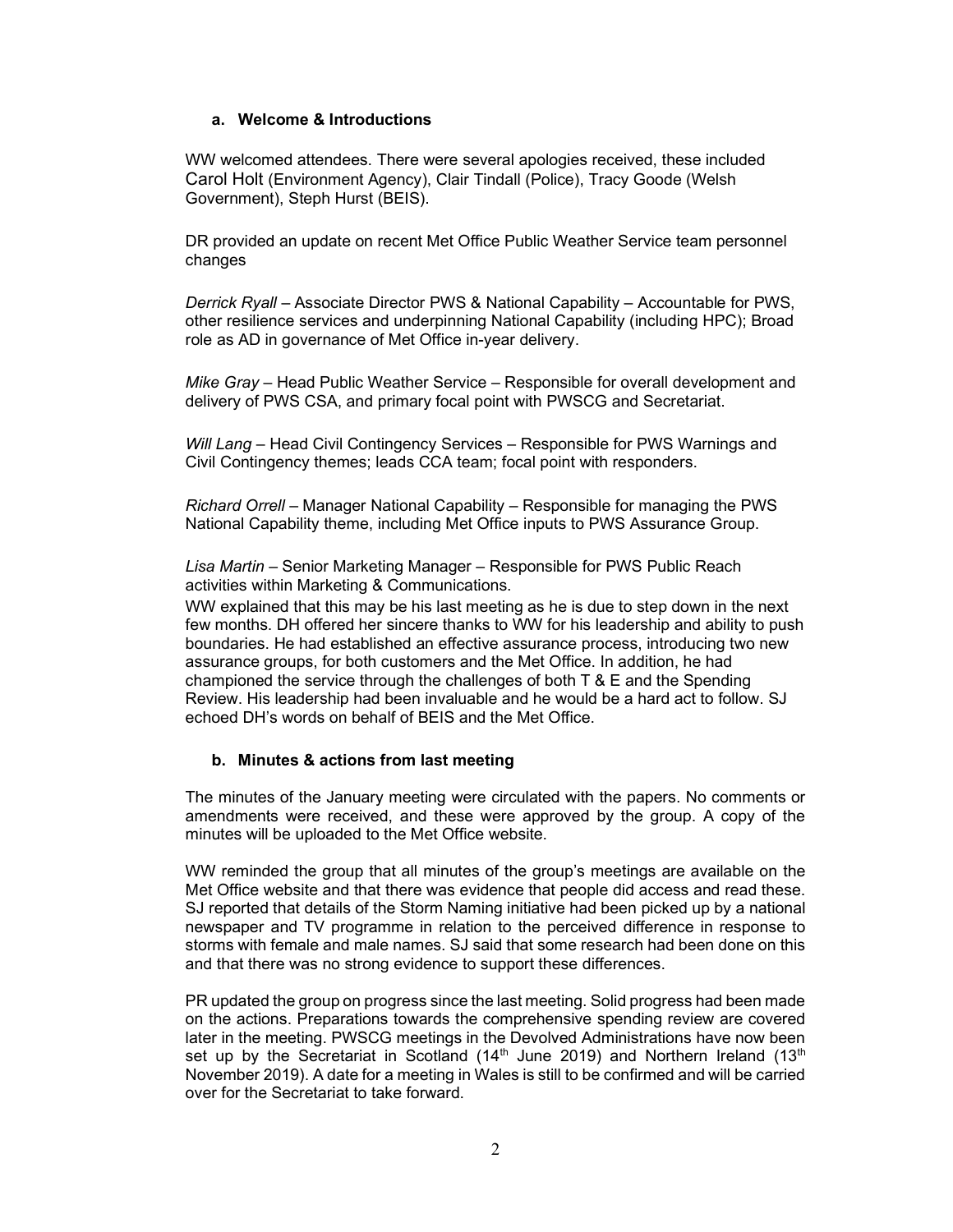### a. Welcome & Introductions

WW welcomed attendees. There were several apologies received, these included Carol Holt (Environment Agency), Clair Tindall (Police), Tracy Goode (Welsh Government), Steph Hurst (BEIS).

DR provided an update on recent Met Office Public Weather Service team personnel changes

*Derrick Ryall* – Associate Director PWS & National Capability – Accountable for PWS, other resilience services and underpinning National Capability (including HPC); Broad role as AD in governance of Met Office in-year delivery.

*Mike Gray* – Head Public Weather Service – Responsible for overall development and delivery of PWS CSA, and primary focal point with PWSCG and Secretariat.

*Will Lang* – Head Civil Contingency Services – Responsible for PWS Warnings and Civil Contingency themes; leads CCA team; focal point with responders.

*Richard Orrell* – Manager National Capability – Responsible for managing the PWS National Capability theme, including Met Office inputs to PWS Assurance Group.

*Lisa Martin* – Senior Marketing Manager – Responsible for PWS Public Reach activities within Marketing & Communications.

WW explained that this may be his last meeting as he is due to step down in the next few months. DH offered her sincere thanks to WW for his leadership and ability to push boundaries. He had established an effective assurance process, introducing two new assurance groups, for both customers and the Met Office. In addition, he had championed the service through the challenges of both T & E and the Spending Review. His leadership had been invaluable and he would be a hard act to follow. SJ echoed DH's words on behalf of BEIS and the Met Office.

### b. Minutes & actions from last meeting

The minutes of the January meeting were circulated with the papers. No comments or amendments were received, and these were approved by the group. A copy of the minutes will be uploaded to the Met Office website.

WW reminded the group that all minutes of the group's meetings are available on the Met Office website and that there was evidence that people did access and read these. SJ reported that details of the Storm Naming initiative had been picked up by a national newspaper and TV programme in relation to the perceived difference in response to storms with female and male names. SJ said that some research had been done on this and that there was no strong evidence to support these differences.

PR updated the group on progress since the last meeting. Solid progress had been made on the actions. Preparations towards the comprehensive spending review are covered later in the meeting. PWSCG meetings in the Devolved Administrations have now been set up by the Secretariat in Scotland (14th June 2019) and Northern Ireland (13th November 2019). A date for a meeting in Wales is still to be confirmed and will be carried over for the Secretariat to take forward.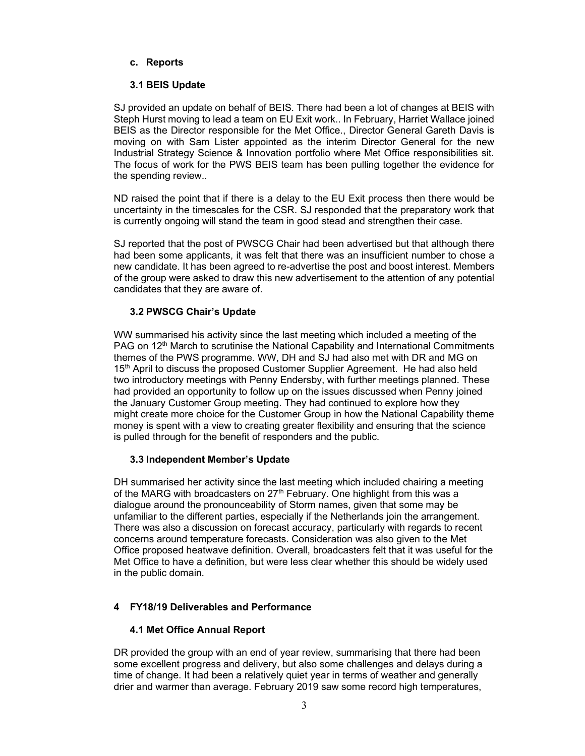### c. Reports

### 3.1 BEIS Update

SJ provided an update on behalf of BEIS. There had been a lot of changes at BEIS with Steph Hurst moving to lead a team on EU Exit work.. In February, Harriet Wallace joined BEIS as the Director responsible for the Met Office., Director General Gareth Davis is moving on with Sam Lister appointed as the interim Director General for the new Industrial Strategy Science & Innovation portfolio where Met Office responsibilities sit. The focus of work for the PWS BEIS team has been pulling together the evidence for the spending review..

ND raised the point that if there is a delay to the EU Exit process then there would be uncertainty in the timescales for the CSR. SJ responded that the preparatory work that is currently ongoing will stand the team in good stead and strengthen their case.

SJ reported that the post of PWSCG Chair had been advertised but that although there had been some applicants, it was felt that there was an insufficient number to chose a new candidate. It has been agreed to re-advertise the post and boost interest. Members of the group were asked to draw this new advertisement to the attention of any potential candidates that they are aware of.

### 3.2 PWSCG Chair's Update

WW summarised his activity since the last meeting which included a meeting of the PAG on 12th March to scrutinise the National Capability and International Commitments themes of the PWS programme. WW, DH and SJ had also met with DR and MG on 15th April to discuss the proposed Customer Supplier Agreement. He had also held two introductory meetings with Penny Endersby, with further meetings planned. These had provided an opportunity to follow up on the issues discussed when Penny joined the January Customer Group meeting. They had continued to explore how they might create more choice for the Customer Group in how the National Capability theme money is spent with a view to creating greater flexibility and ensuring that the science is pulled through for the benefit of responders and the public.

### 3.3 Independent Member's Update

DH summarised her activity since the last meeting which included chairing a meeting of the MARG with broadcasters on 27th February. One highlight from this was a dialogue around the pronounceability of Storm names, given that some may be unfamiliar to the different parties, especially if the Netherlands join the arrangement. There was also a discussion on forecast accuracy, particularly with regards to recent concerns around temperature forecasts. Consideration was also given to the Met Office proposed heatwave definition. Overall, broadcasters felt that it was useful for the Met Office to have a definition, but were less clear whether this should be widely used in the public domain.

## 4 FY18/19 Deliverables and Performance

### 4.1 Met Office Annual Report

DR provided the group with an end of year review, summarising that there had been some excellent progress and delivery, but also some challenges and delays during a time of change. It had been a relatively quiet year in terms of weather and generally drier and warmer than average. February 2019 saw some record high temperatures,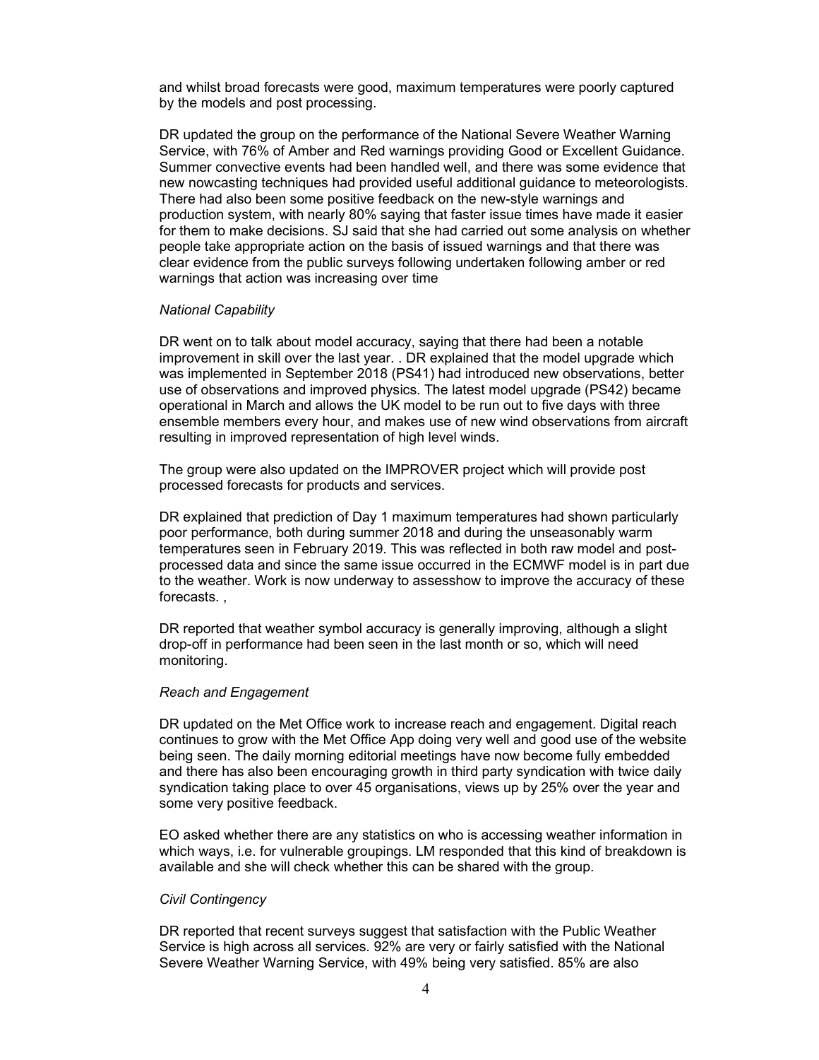and whilst broad forecasts were good, maximum temperatures were poorly captured by the models and post processing.

DR updated the group on the performance of the National Severe Weather Warning Service, with 76% of Amber and Red warnings providing Good or Excellent Guidance. Summer convective events had been handled well, and there was some evidence that new nowcasting techniques had provided useful additional guidance to meteorologists. There had also been some positive feedback on the new-style warnings and production system, with nearly 80% saying that faster issue times have made it easier for them to make decisions. SJ said that she had carried out some analysis on whether people take appropriate action on the basis of issued warnings and that there was clear evidence from the public surveys following undertaken following amber or red warnings that action was increasing over time

*National Capability*

DR went on to talk about model accuracy, saying that there had been a notable improvement in skill over the last year. . DR explained that the model upgrade which was implemented in September 2018 (PS41) had introduced new observations, better use of observations and improved physics. The latest model upgrade (PS42) became operational in March and allows the UK model to be run out to five days with three ensemble members every hour, and makes use of new wind observations from aircraft resulting in improved representation of high level winds.

The group were also updated on the IMPROVER project which will provide post processed forecasts for products and services.

DR explained that prediction of Day 1 maximum temperatures had shown particularly poor performance, both during summer 2018 and during the unseasonably warm temperatures seen in February 2019. This was reflected in both raw model and post-processed data and since the same issue occurred in the ECMWF model is in part due to the weather. Work is now underway to assesshow to improve the accuracy of these forecasts. ,

DR reported that weather symbol accuracy is generally improving, although a slight drop-off in performance had been seen in the last month or so, which will need monitoring.

*Reach and Engagement*

DR updated on the Met Office work to increase reach and engagement. Digital reach continues to grow with the Met Office App doing very well and good use of the website being seen. The daily morning editorial meetings have now become fully embedded and there has also been encouraging growth in third party syndication with twice daily syndication taking place to over 45 organisations, views up by 25% over the year and some very positive feedback.

EO asked whether there are any statistics on who is accessing weather information in which ways, i.e. for vulnerable groupings. LM responded that this kind of breakdown is available and she will check whether this can be shared with the group.

*Civil Contingency*

DR reported that recent surveys suggest that satisfaction with the Public Weather Service is high across all services. 92% are very or fairly satisfied with the National Severe Weather Warning Service, with 49% being very satisfied. 85% are also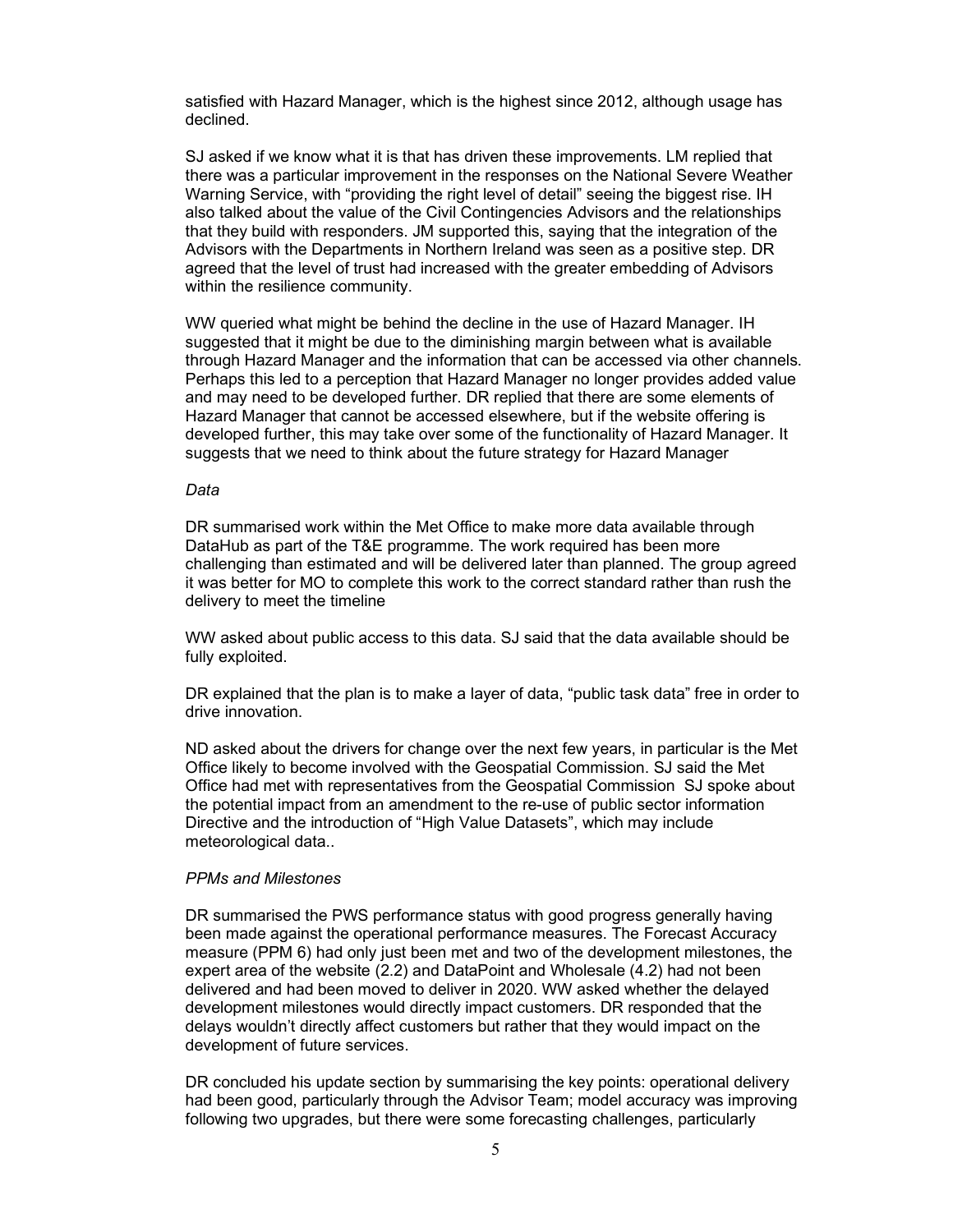satisfied with Hazard Manager, which is the highest since 2012, although usage has declined.

SJ asked if we know what it is that has driven these improvements. LM replied that there was a particular improvement in the responses on the National Severe Weather Warning Service, with "providing the right level of detail" seeing the biggest rise. IH also talked about the value of the Civil Contingencies Advisors and the relationships that they build with responders. JM supported this, saying that the integration of the Advisors with the Departments in Northern Ireland was seen as a positive step. DR agreed that the level of trust had increased with the greater embedding of Advisors within the resilience community.

WW queried what might be behind the decline in the use of Hazard Manager. IH suggested that it might be due to the diminishing margin between what is available through Hazard Manager and the information that can be accessed via other channels. Perhaps this led to a perception that Hazard Manager no longer provides added value and may need to be developed further. DR replied that there are some elements of Hazard Manager that cannot be accessed elsewhere, but if the website offering is developed further, this may take over some of the functionality of Hazard Manager. It suggests that we need to think about the future strategy for Hazard Manager

*Data*

DR summarised work within the Met Office to make more data available through DataHub as part of the T&E programme. The work required has been more challenging than estimated and will be delivered later than planned. The group agreed it was better for MO to complete this work to the correct standard rather than rush the delivery to meet the timeline

WW asked about public access to this data. SJ said that the data available should be fully exploited.

DR explained that the plan is to make a layer of data, "public task data" free in order to drive innovation.

ND asked about the drivers for change over the next few years, in particular is the Met Office likely to become involved with the Geospatial Commission. SJ said the Met Office had met with representatives from the Geospatial Commission SJ spoke about the potential impact from an amendment to the re-use of public sector information Directive and the introduction of "High Value Datasets", which may include meteorological data..

*PPMs and Milestones*

DR summarised the PWS performance status with good progress generally having been made against the operational performance measures. The Forecast Accuracy measure (PPM 6) had only just been met and two of the development milestones, the expert area of the website (2.2) and DataPoint and Wholesale (4.2) had not been delivered and had been moved to deliver in 2020. WW asked whether the delayed development milestones would directly impact customers. DR responded that the delays wouldn't directly affect customers but rather that they would impact on the development of future services.

DR concluded his update section by summarising the key points: operational delivery had been good, particularly through the Advisor Team; model accuracy was improving following two upgrades, but there were some forecasting challenges, particularly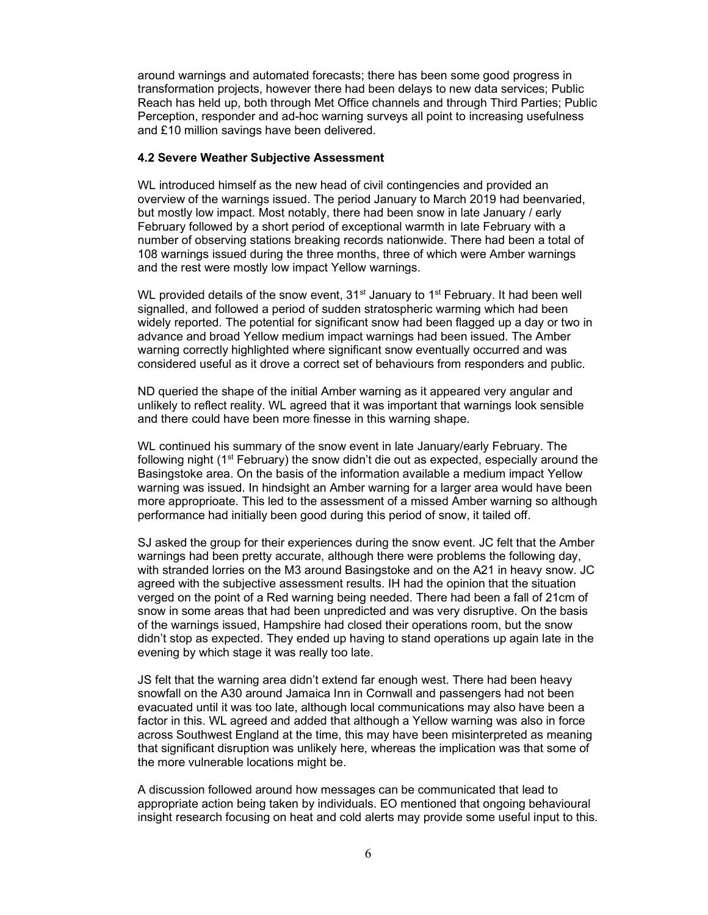around warnings and automated forecasts; there has been some good progress in transformation projects, however there had been delays to new data services; Public Reach has held up, both through Met Office channels and through Third Parties; Public Perception, responder and ad-hoc warning surveys all point to increasing usefulness and £10 million savings have been delivered.

#### 4.2 Severe Weather Subjective Assessment

WL introduced himself as the new head of civil contingencies and provided an overview of the warnings issued. The period January to March 2019 had beenvaried, but mostly low impact. Most notably, there had been snow in late January / early February followed by a short period of exceptional warmth in late February with a number of observing stations breaking records nationwide. There had been a total of 108 warnings issued during the three months, three of which were Amber warnings and the rest were mostly low impact Yellow warnings.

WL provided details of the snow event, 31st January to 1st February. It had been well signalled, and followed a period of sudden stratospheric warming which had been widely reported. The potential for significant snow had been flagged up a day or two in advance and broad Yellow medium impact warnings had been issued. The Amber warning correctly highlighted where significant snow eventually occurred and was considered useful as it drove a correct set of behaviours from responders and public.

ND queried the shape of the initial Amber warning as it appeared very angular and unlikely to reflect reality. WL agreed that it was important that warnings look sensible and there could have been more finesse in this warning shape.

WL continued his summary of the snow event in late January/early February. The following night (1st February) the snow didn't die out as expected, especially around the Basingstoke area. On the basis of the information available a medium impact Yellow warning was issued. In hindsight an Amber warning for a larger area would have been more approprioate. This led to the assessment of a missed Amber warning so although performance had initially been good during this period of snow, it tailed off.

SJ asked the group for their experiences during the snow event. JC felt that the Amber warnings had been pretty accurate, although there were problems the following day, with stranded lorries on the M3 around Basingstoke and on the A21 in heavy snow. JC agreed with the subjective assessment results. IH had the opinion that the situation verged on the point of a Red warning being needed. There had been a fall of 21cm of snow in some areas that had been unpredicted and was very disruptive. On the basis of the warnings issued, Hampshire had closed their operations room, but the snow didn't stop as expected. They ended up having to stand operations up again late in the evening by which stage it was really too late.

JS felt that the warning area didn't extend far enough west. There had been heavy snowfall on the A30 around Jamaica Inn in Cornwall and passengers had not been evacuated until it was too late, although local communications may also have been a factor in this. WL agreed and added that although a Yellow warning was also in force across Southwest England at the time, this may have been misinterpreted as meaning that significant disruption was unlikely here, whereas the implication was that some of the more vulnerable locations might be.

A discussion followed around how messages can be communicated that lead to appropriate action being taken by individuals. EO mentioned that ongoing behavioural insight research focusing on heat and cold alerts may provide some useful input to this.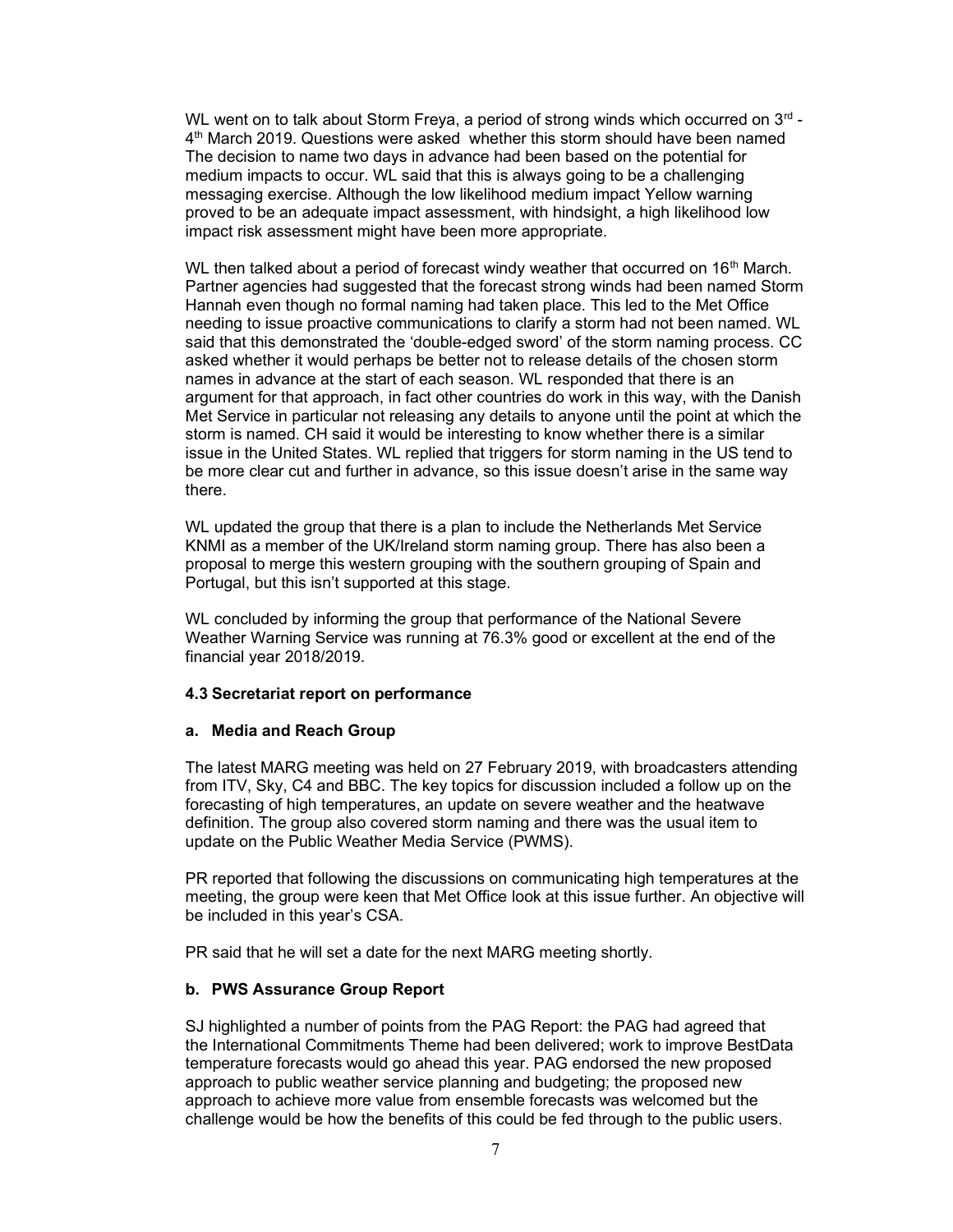WL went on to talk about Storm Freya, a period of strong winds which occurred on 3rd - 4th March 2019. Questions were asked whether this storm should have been named The decision to name two days in advance had been based on the potential for medium impacts to occur. WL said that this is always going to be a challenging messaging exercise. Although the low likelihood medium impact Yellow warning proved to be an adequate impact assessment, with hindsight, a high likelihood low impact risk assessment might have been more appropriate.

WL then talked about a period of forecast windy weather that occurred on 16th March. Partner agencies had suggested that the forecast strong winds had been named Storm Hannah even though no formal naming had taken place. This led to the Met Office needing to issue proactive communications to clarify a storm had not been named. WL said that this demonstrated the 'double-edged sword' of the storm naming process. CC asked whether it would perhaps be better not to release details of the chosen storm names in advance at the start of each season. WL responded that there is an argument for that approach, in fact other countries do work in this way, with the Danish Met Service in particular not releasing any details to anyone until the point at which the storm is named. CH said it would be interesting to know whether there is a similar issue in the United States. WL replied that triggers for storm naming in the US tend to be more clear cut and further in advance, so this issue doesn't arise in the same way there.

WL updated the group that there is a plan to include the Netherlands Met Service KNMI as a member of the UK/Ireland storm naming group. There has also been a proposal to merge this western grouping with the southern grouping of Spain and Portugal, but this isn't supported at this stage.

WL concluded by informing the group that performance of the National Severe Weather Warning Service was running at 76.3% good or excellent at the end of the financial year 2018/2019.

**4.3 Secretariat report on performance**

**a. Media and Reach Group**

The latest MARG meeting was held on 27 February 2019, with broadcasters attending from ITV, Sky, C4 and BBC. The key topics for discussion included a follow up on the forecasting of high temperatures, an update on severe weather and the heatwave definition. The group also covered storm naming and there was the usual item to update on the Public Weather Media Service (PWMS).

PR reported that following the discussions on communicating high temperatures at the meeting, the group were keen that Met Office look at this issue further. An objective will be included in this year's CSA.

PR said that he will set a date for the next MARG meeting shortly.

**b. PWS Assurance Group Report**

SJ highlighted a number of points from the PAG Report: the PAG had agreed that the International Commitments Theme had been delivered; work to improve BestData temperature forecasts would go ahead this year. PAG endorsed the new proposed approach to public weather service planning and budgeting; the proposed new approach to achieve more value from ensemble forecasts was welcomed but the challenge would be how the benefits of this could be fed through to the public users.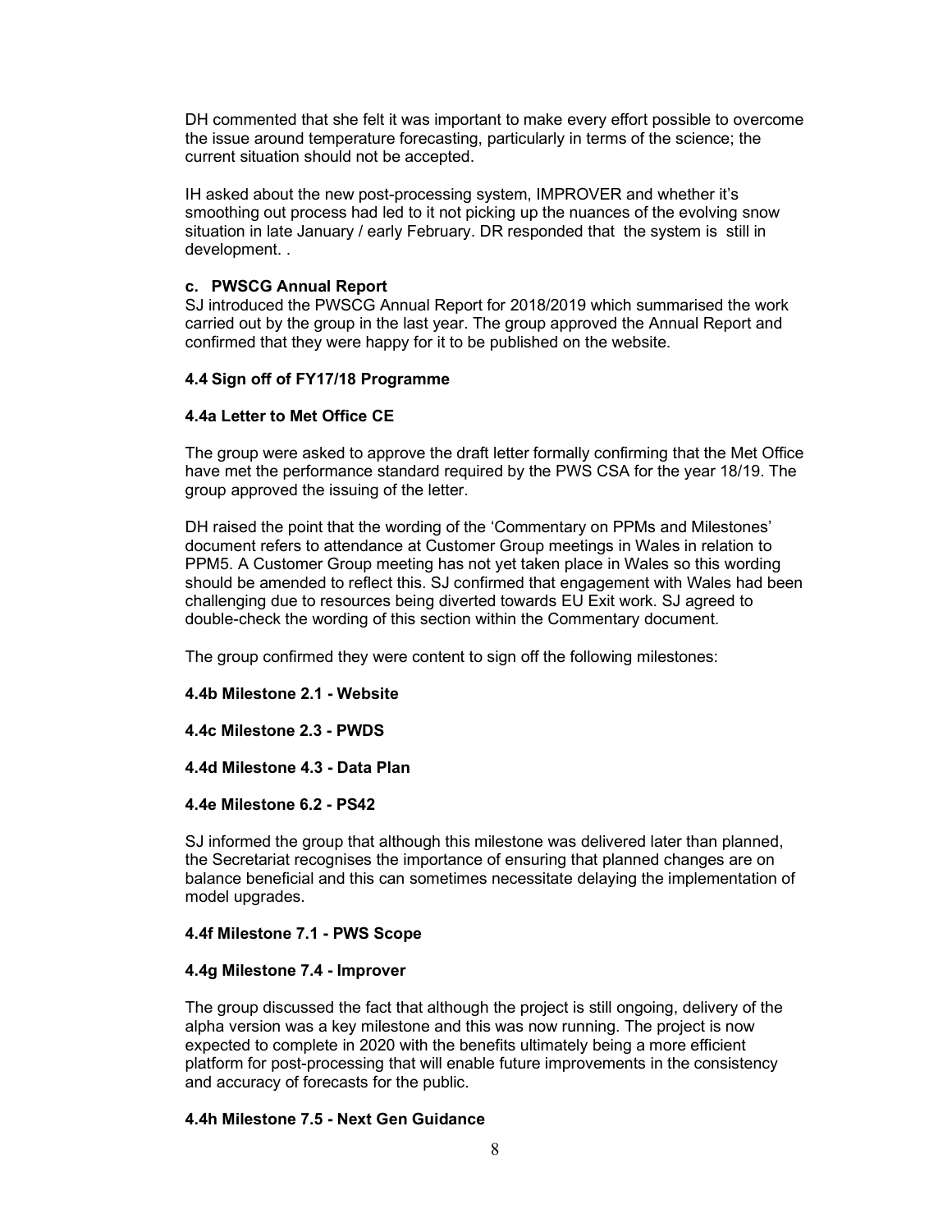DH commented that she felt it was important to make every effort possible to overcome the issue around temperature forecasting, particularly in terms of the science; the current situation should not be accepted.

IH asked about the new post-processing system, IMPROVER and whether it's smoothing out process had led to it not picking up the nuances of the evolving snow situation in late January / early February. DR responded that the system is still in development. .

**c. PWSCG Annual Report**

SJ introduced the PWSCG Annual Report for 2018/2019 which summarised the work carried out by the group in the last year. The group approved the Annual Report and confirmed that they were happy for it to be published on the website.

**4.4 Sign off of FY17/18 Programme**

**4.4a Letter to Met Office CE**

The group were asked to approve the draft letter formally confirming that the Met Office have met the performance standard required by the PWS CSA for the year 18/19. The group approved the issuing of the letter.

DH raised the point that the wording of the 'Commentary on PPMs and Milestones' document refers to attendance at Customer Group meetings in Wales in relation to PPM5. A Customer Group meeting has not yet taken place in Wales so this wording should be amended to reflect this. SJ confirmed that engagement with Wales had been challenging due to resources being diverted towards EU Exit work. SJ agreed to double-check the wording of this section within the Commentary document.

The group confirmed they were content to sign off the following milestones:

**4.4b Milestone 2.1 - Website**

**4.4c Milestone 2.3 - PWDS**

**4.4d Milestone 4.3 - Data Plan**

**4.4e Milestone 6.2 - PS42**

SJ informed the group that although this milestone was delivered later than planned, the Secretariat recognises the importance of ensuring that planned changes are on balance beneficial and this can sometimes necessitate delaying the implementation of model upgrades.

**4.4f Milestone 7.1 - PWS Scope**

**4.4g Milestone 7.4 - Improver**

The group discussed the fact that although the project is still ongoing, delivery of the alpha version was a key milestone and this was now running. The project is now expected to complete in 2020 with the benefits ultimately being a more efficient platform for post-processing that will enable future improvements in the consistency and accuracy of forecasts for the public.

**4.4h Milestone 7.5 - Next Gen Guidance**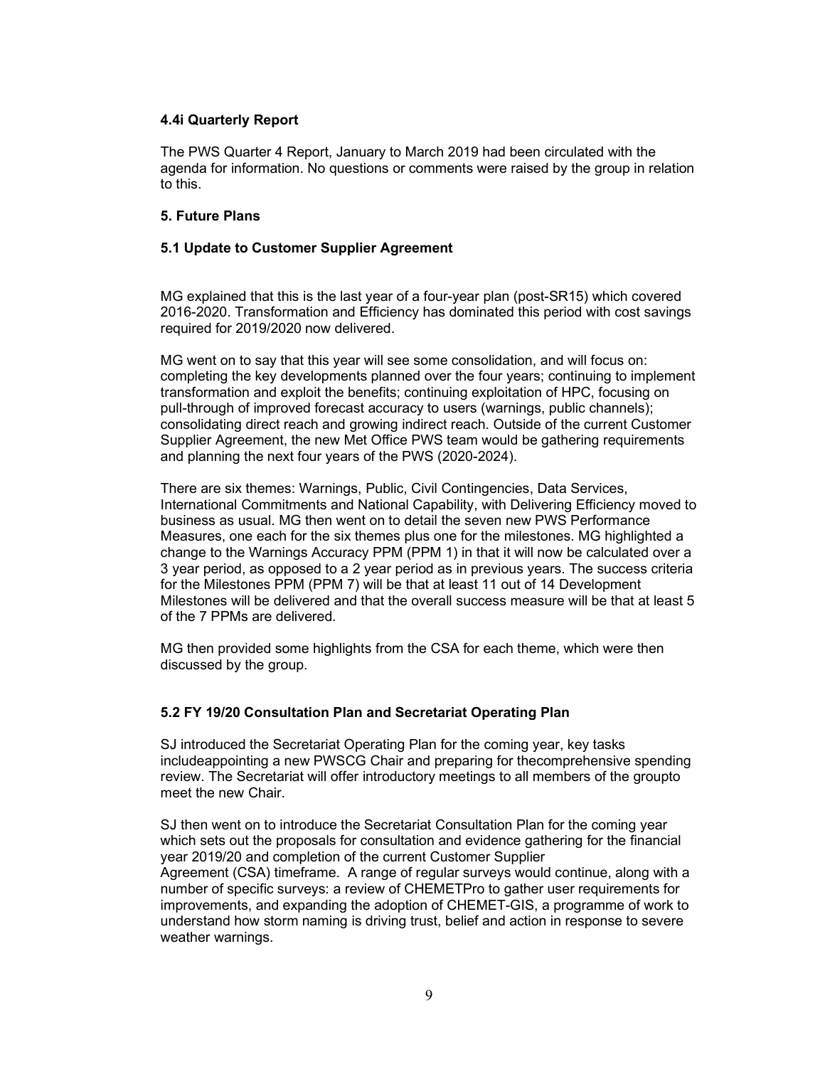#### 4.4i Quarterly Report

The PWS Quarter 4 Report, January to March 2019 had been circulated with the agenda for information. No questions or comments were raised by the group in relation to this.

### 5. Future Plans

#### 5.1 Update to Customer Supplier Agreement

MG explained that this is the last year of a four-year plan (post-SR15) which covered 2016-2020. Transformation and Efficiency has dominated this period with cost savings required for 2019/2020 now delivered.

MG went on to say that this year will see some consolidation, and will focus on: completing the key developments planned over the four years; continuing to implement transformation and exploit the benefits; continuing exploitation of HPC, focusing on pull-through of improved forecast accuracy to users (warnings, public channels); consolidating direct reach and growing indirect reach. Outside of the current Customer Supplier Agreement, the new Met Office PWS team would be gathering requirements and planning the next four years of the PWS (2020-2024).

There are six themes: Warnings, Public, Civil Contingencies, Data Services, International Commitments and National Capability, with Delivering Efficiency moved to business as usual. MG then went on to detail the seven new PWS Performance Measures, one each for the six themes plus one for the milestones. MG highlighted a change to the Warnings Accuracy PPM (PPM 1) in that it will now be calculated over a 3 year period, as opposed to a 2 year period as in previous years. The success criteria for the Milestones PPM (PPM 7) will be that at least 11 out of 14 Development Milestones will be delivered and that the overall success measure will be that at least 5 of the 7 PPMs are delivered.

MG then provided some highlights from the CSA for each theme, which were then discussed by the group.

#### 5.2 FY 19/20 Consultation Plan and Secretariat Operating Plan

SJ introduced the Secretariat Operating Plan for the coming year, key tasks includeappointing a new PWSCG Chair and preparing for thecomprehensive spending review. The Secretariat will offer introductory meetings to all members of the groupto meet the new Chair.

SJ then went on to introduce the Secretariat Consultation Plan for the coming year which sets out the proposals for consultation and evidence gathering for the financial year 2019/20 and completion of the current Customer Supplier Agreement (CSA) timeframe. A range of regular surveys would continue, along with a number of specific surveys: a review of CHEMETPro to gather user requirements for improvements, and expanding the adoption of CHEMET-GIS, a programme of work to understand how storm naming is driving trust, belief and action in response to severe weather warnings.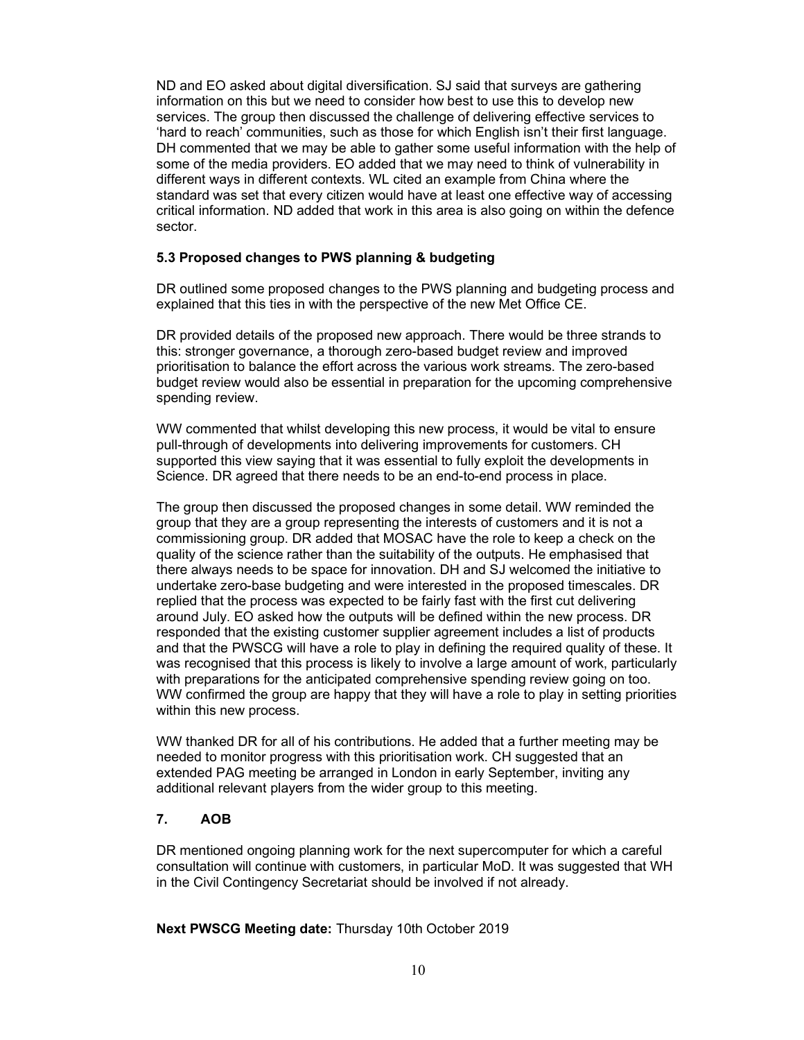ND and EO asked about digital diversification. SJ said that surveys are gathering information on this but we need to consider how best to use this to develop new services. The group then discussed the challenge of delivering effective services to 'hard to reach' communities, such as those for which English isn't their first language. DH commented that we may be able to gather some useful information with the help of some of the media providers. EO added that we may need to think of vulnerability in different ways in different contexts. WL cited an example from China where the standard was set that every citizen would have at least one effective way of accessing critical information. ND added that work in this area is also going on within the defence sector.

### 5.3 Proposed changes to PWS planning & budgeting

DR outlined some proposed changes to the PWS planning and budgeting process and explained that this ties in with the perspective of the new Met Office CE.

DR provided details of the proposed new approach. There would be three strands to this: stronger governance, a thorough zero-based budget review and improved prioritisation to balance the effort across the various work streams. The zero-based budget review would also be essential in preparation for the upcoming comprehensive spending review.

WW commented that whilst developing this new process, it would be vital to ensure pull-through of developments into delivering improvements for customers. CH supported this view saying that it was essential to fully exploit the developments in Science. DR agreed that there needs to be an end-to-end process in place.

The group then discussed the proposed changes in some detail. WW reminded the group that they are a group representing the interests of customers and it is not a commissioning group. DR added that MOSAC have the role to keep a check on the quality of the science rather than the suitability of the outputs. He emphasised that there always needs to be space for innovation. DH and SJ welcomed the initiative to undertake zero-base budgeting and were interested in the proposed timescales. DR replied that the process was expected to be fairly fast with the first cut delivering around July. EO asked how the outputs will be defined within the new process. DR responded that the existing customer supplier agreement includes a list of products and that the PWSCG will have a role to play in defining the required quality of these. It was recognised that this process is likely to involve a large amount of work, particularly with preparations for the anticipated comprehensive spending review going on too. WW confirmed the group are happy that they will have a role to play in setting priorities within this new process.

WW thanked DR for all of his contributions. He added that a further meeting may be needed to monitor progress with this prioritisation work. CH suggested that an extended PAG meeting be arranged in London in early September, inviting any additional relevant players from the wider group to this meeting.

## 7. AOB

DR mentioned ongoing planning work for the next supercomputer for which a careful consultation will continue with customers, in particular MoD. It was suggested that WH in the Civil Contingency Secretariat should be involved if not already.

**Next PWSCG Meeting date:** Thursday 10th October 2019